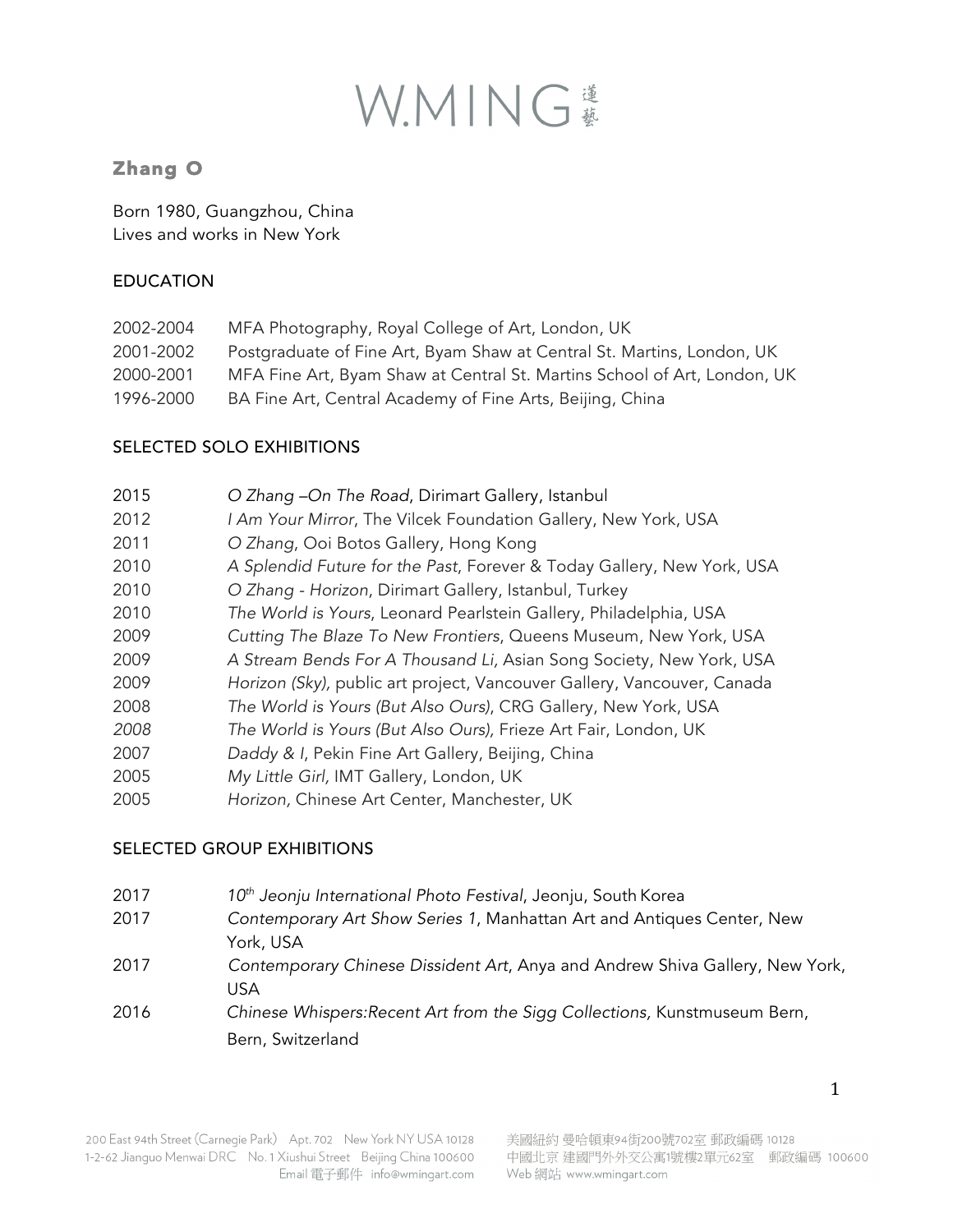# Zhang O

Born 1980, Guangzhou, China
Lives and works in New York

## EDUCATION

2002-2004 MFA Photography, Royal College of Art, London, UK
2001-2002 Postgraduate of Fine Art, Byam Shaw at Central St. Martins, London, UK
2000-2001 MFA Fine Art, Byam Shaw at Central St. Martins School of Art, London, UK
1996-2000 BA Fine Art, Central Academy of Fine Arts, Beijing, China

## SELECTED SOLO EXHIBITIONS

2015 *O Zhang –On The Road*, Dirimart Gallery, Istanbul
2012 *I Am Your Mirror*, The Vilcek Foundation Gallery, New York, USA
2011 *O Zhang*, Ooi Botos Gallery, Hong Kong
2010 *A Splendid Future for the Past*, Forever & Today Gallery, New York, USA
2010 *O Zhang - Horizon*, Dirimart Gallery, Istanbul, Turkey
2010 *The World is Yours*, Leonard Pearlstein Gallery, Philadelphia, USA
2009 *Cutting The Blaze To New Frontiers*, Queens Museum, New York, USA
2009 *A Stream Bends For A Thousand Li,* Asian Song Society, New York, USA
2009 *Horizon (Sky),* public art project, Vancouver Gallery, Vancouver, Canada
2008 *The World is Yours (But Also Ours)*, CRG Gallery, New York, USA
*2008* *The World is Yours (But Also Ours),* Frieze Art Fair, London, UK
2007 *Daddy & I*, Pekin Fine Art Gallery, Beijing, China
2005 *My Little Girl,* IMT Gallery, London, UK
2005 *Horizon,* Chinese Art Center, Manchester, UK

## SELECTED GROUP EXHIBITIONS

2017 *10th Jeonju International Photo Festival*, Jeonju, South Korea
2017 *Contemporary Art Show Series 1*, Manhattan Art and Antiques Center, New York, USA
2017 *Contemporary Chinese Dissident Art*, Anya and Andrew Shiva Gallery, New York, USA
2016 *Chinese Whispers:Recent Art from the Sigg Collections,* Kunstmuseum Bern, Bern, Switzerland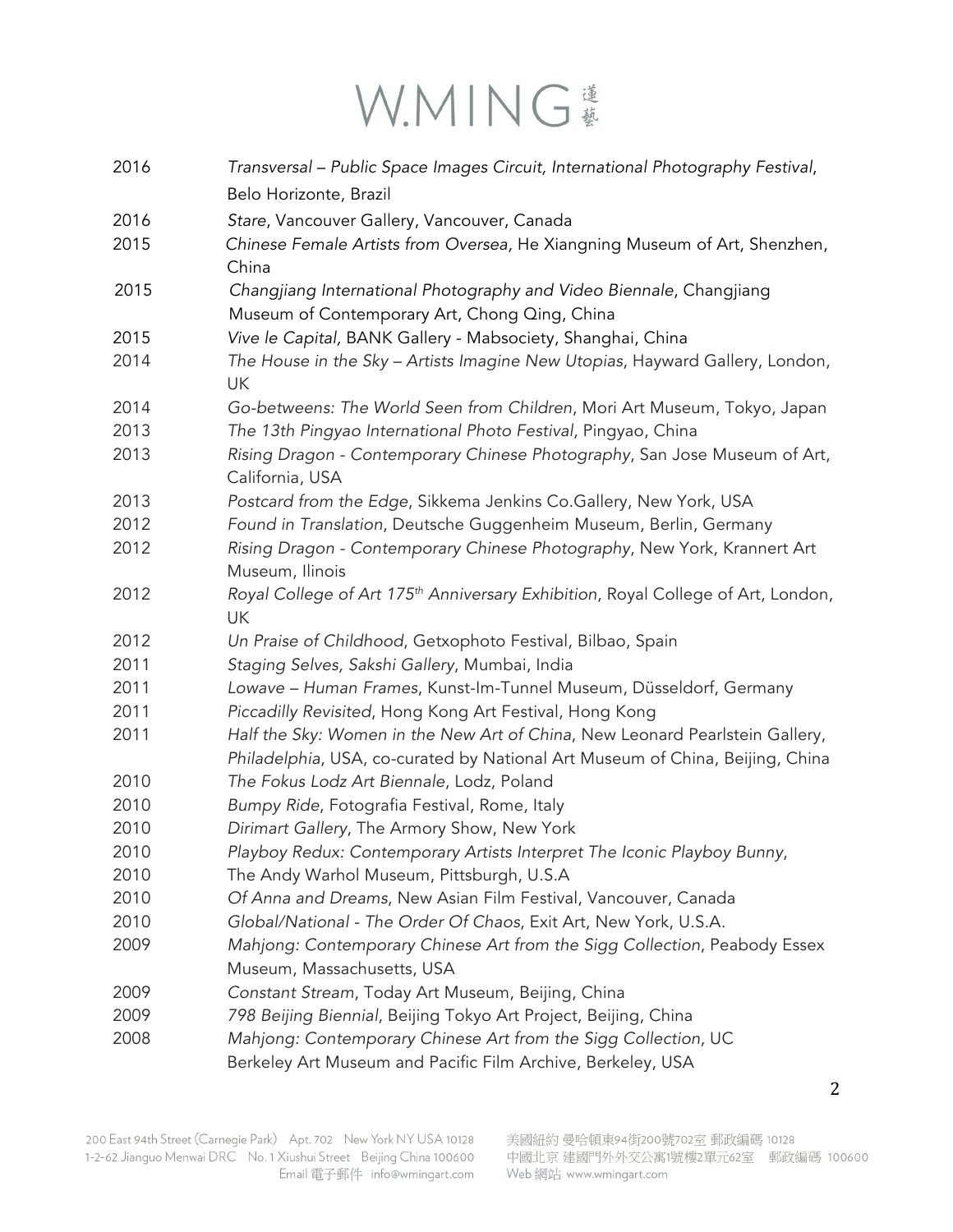| | |
|---|---|
| 2016 | *Transversal – Public Space Images Circuit, International Photography Festival*, Belo Horizonte, Brazil |
| 2016 | *Stare*, Vancouver Gallery, Vancouver, Canada |
| 2015 | *Chinese Female Artists from Oversea,* He Xiangning Museum of Art, Shenzhen, China |
| 2015 | *Changjiang International Photography and Video Biennale*, Changjiang Museum of Contemporary Art, Chong Qing, China |
| 2015 | *Vive le Capital,* BANK Gallery - Mabsociety, Shanghai, China |
| 2014 | *The House in the Sky – Artists Imagine New Utopias*, Hayward Gallery, London, UK |
| 2014 | *Go-betweens: The World Seen from Children*, Mori Art Museum, Tokyo, Japan |
| 2013 | *The 13th Pingyao International Photo Festival*, Pingyao, China |
| 2013 | *Rising Dragon - Contemporary Chinese Photography*, San Jose Museum of Art, California, USA |
| 2013 | *Postcard from the Edge*, Sikkema Jenkins Co.Gallery, New York, USA |
| 2012 | *Found in Translation*, Deutsche Guggenheim Museum, Berlin, Germany |
| 2012 | *Rising Dragon - Contemporary Chinese Photography*, New York, Krannert Art Museum, Ilinois |
| 2012 | *Royal College of Art 175th Anniversary Exhibition*, Royal College of Art, London, UK |
| 2012 | *Un Praise of Childhood*, Getxophoto Festival, Bilbao, Spain |
| 2011 | *Staging Selves, Sakshi Gallery*, Mumbai, India |
| 2011 | *Lowave – Human Frames*, Kunst-Im-Tunnel Museum, Düsseldorf, Germany |
| 2011 | *Piccadilly Revisited*, Hong Kong Art Festival, Hong Kong |
| 2011 | *Half the Sky: Women in the New Art of China*, New Leonard Pearlstein Gallery, *Philadelphia*, USA, co-curated by National Art Museum of China, Beijing, China |
| 2010 | *The Fokus Lodz Art Biennale*, Lodz, Poland |
| 2010 | *Bumpy Ride*, Fotografia Festival, Rome, Italy |
| 2010 | *Dirimart Gallery*, The Armory Show, New York |
| 2010 | *Playboy Redux: Contemporary Artists Interpret The Iconic Playboy Bunny*, |
| 2010 | The Andy Warhol Museum, Pittsburgh, U.S.A |
| 2010 | *Of Anna and Dreams*, New Asian Film Festival, Vancouver, Canada |
| 2010 | *Global/National - The Order Of Chaos*, Exit Art, New York, U.S.A. |
| 2009 | *Mahjong: Contemporary Chinese Art from the Sigg Collection*, Peabody Essex Museum, Massachusetts, USA |
| 2009 | *Constant Stream*, Today Art Museum, Beijing, China |
| 2009 | *798 Beijing Biennial*, Beijing Tokyo Art Project, Beijing, China |
| 2008 | *Mahjong: Contemporary Chinese Art from the Sigg Collection*, UC Berkeley Art Museum and Pacific Film Archive, Berkeley, USA |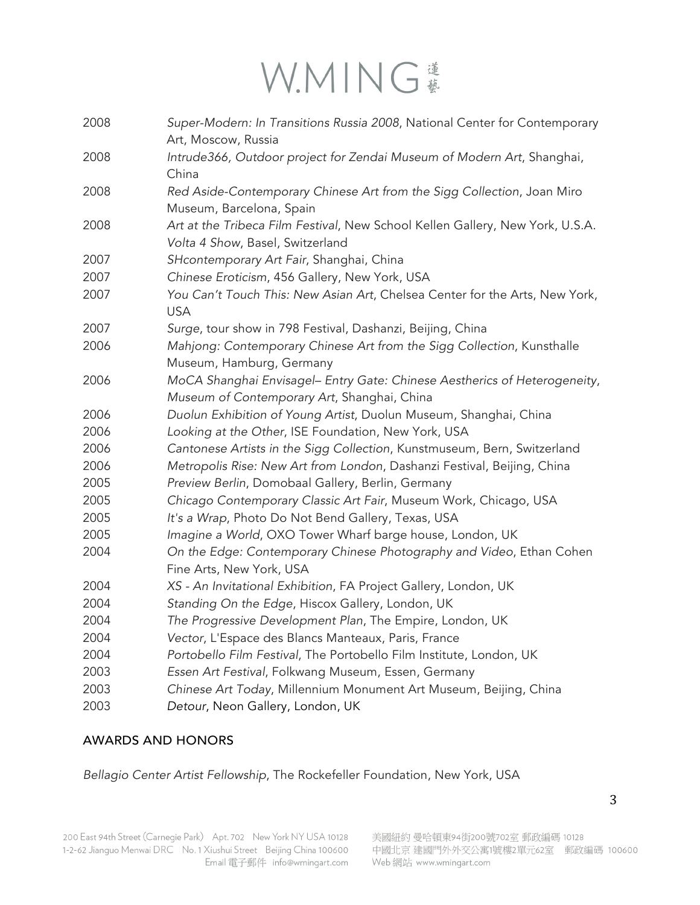| | |
|---|---|
| 2008 | *Super-Modern: In Transitions Russia 2008*, National Center for Contemporary Art, Moscow, Russia |
| 2008 | *Intrude366, Outdoor project for Zendai Museum of Modern Art*, Shanghai, China |
| 2008 | *Red Aside-Contemporary Chinese Art from the Sigg Collection*, Joan Miro Museum, Barcelona, Spain |
| 2008 | *Art at the Tribeca Film Festival*, New School Kellen Gallery, New York, U.S.A. *Volta 4 Show*, Basel, Switzerland |
| 2007 | *SHcontemporary Art Fair*, Shanghai, China |
| 2007 | *Chinese Eroticism*, 456 Gallery, New York, USA |
| 2007 | *You Can't Touch This: New Asian Art*, Chelsea Center for the Arts, New York, USA |
| 2007 | *Surge*, tour show in 798 Festival, Dashanzi, Beijing, China |
| 2006 | *Mahjong: Contemporary Chinese Art from the Sigg Collection*, Kunsthalle Museum, Hamburg, Germany |
| 2006 | *MoCA Shanghai Envisagel– Entry Gate: Chinese Aestherics of Heterogeneity*, *Museum of Contemporary Art*, Shanghai, China |
| 2006 | *Duolun Exhibition of Young Artist*, Duolun Museum, Shanghai, China |
| 2006 | *Looking at the Other*, ISE Foundation, New York, USA |
| 2006 | *Cantonese Artists in the Sigg Collection*, Kunstmuseum, Bern, Switzerland |
| 2006 | *Metropolis Rise: New Art from London*, Dashanzi Festival, Beijing, China |
| 2005 | *Preview Berlin*, Domobaal Gallery, Berlin, Germany |
| 2005 | *Chicago Contemporary Classic Art Fair*, Museum Work, Chicago, USA |
| 2005 | *It's a Wrap*, Photo Do Not Bend Gallery, Texas, USA |
| 2005 | *Imagine a World*, OXO Tower Wharf barge house, London, UK |
| 2004 | *On the Edge: Contemporary Chinese Photography and Video*, Ethan Cohen Fine Arts, New York, USA |
| 2004 | *XS - An Invitational Exhibition*, FA Project Gallery, London, UK |
| 2004 | *Standing On the Edge*, Hiscox Gallery, London, UK |
| 2004 | *The Progressive Development Plan*, The Empire, London, UK |
| 2004 | *Vector*, L'Espace des Blancs Manteaux, Paris, France |
| 2004 | *Portobello Film Festival*, The Portobello Film Institute, London, UK |
| 2003 | *Essen Art Festival*, Folkwang Museum, Essen, Germany |
| 2003 | *Chinese Art Today*, Millennium Monument Art Museum, Beijing, China |
| 2003 | *Detour*, Neon Gallery, London, UK |

## AWARDS AND HONORS

*Bellagio Center Artist Fellowship*, The Rockefeller Foundation, New York, USA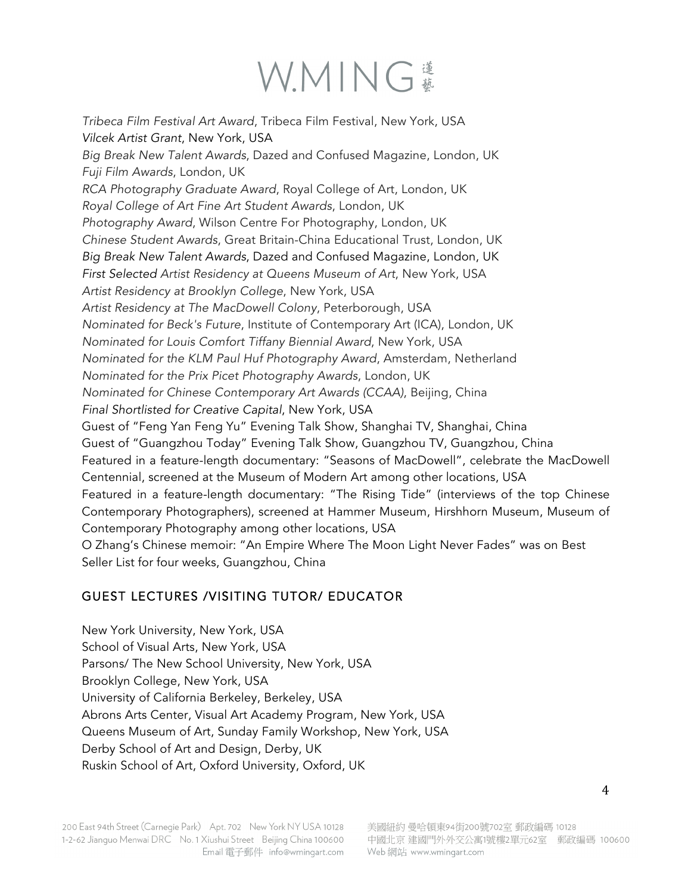*Tribeca Film Festival Art Award*, Tribeca Film Festival, New York, USA
*Vilcek Artist Grant*, New York, USA
*Big Break New Talent Awards*, Dazed and Confused Magazine, London, UK
*Fuji Film Awards*, London, UK
*RCA Photography Graduate Award*, Royal College of Art, London, UK
*Royal College of Art Fine Art Student Awards*, London, UK
*Photography Award*, Wilson Centre For Photography, London, UK
*Chinese Student Awards*, Great Britain-China Educational Trust, London, UK
*Big Break New Talent Awards*, Dazed and Confused Magazine, London, UK
*First Selected Artist Residency at Queens Museum of Art*, New York, USA
*Artist Residency at Brooklyn College*, New York, USA
*Artist Residency at The MacDowell Colony*, Peterborough, USA
*Nominated for Beck's Future*, Institute of Contemporary Art (ICA), London, UK
*Nominated for Louis Comfort Tiffany Biennial Award*, New York, USA
*Nominated for the KLM Paul Huf Photography Award*, Amsterdam, Netherland
*Nominated for the Prix Picet Photography Awards*, London, UK
*Nominated for Chinese Contemporary Art Awards (CCAA)*, Beijing, China
*Final Shortlisted for Creative Capital*, New York, USA
Guest of "Feng Yan Feng Yu" Evening Talk Show, Shanghai TV, Shanghai, China
Guest of "Guangzhou Today" Evening Talk Show, Guangzhou TV, Guangzhou, China
Featured in a feature-length documentary: "Seasons of MacDowell", celebrate the MacDowell Centennial, screened at the Museum of Modern Art among other locations, USA
Featured in a feature-length documentary: "The Rising Tide" (interviews of the top Chinese Contemporary Photographers), screened at Hammer Museum, Hirshhorn Museum, Museum of Contemporary Photography among other locations, USA
O Zhang's Chinese memoir: "An Empire Where The Moon Light Never Fades" was on Best Seller List for four weeks, Guangzhou, China

## GUEST LECTURES /VISITING TUTOR/ EDUCATOR

New York University, New York, USA
School of Visual Arts, New York, USA
Parsons/ The New School University, New York, USA
Brooklyn College, New York, USA
University of California Berkeley, Berkeley, USA
Abrons Arts Center, Visual Art Academy Program, New York, USA
Queens Museum of Art, Sunday Family Workshop, New York, USA
Derby School of Art and Design, Derby, UK
Ruskin School of Art, Oxford University, Oxford, UK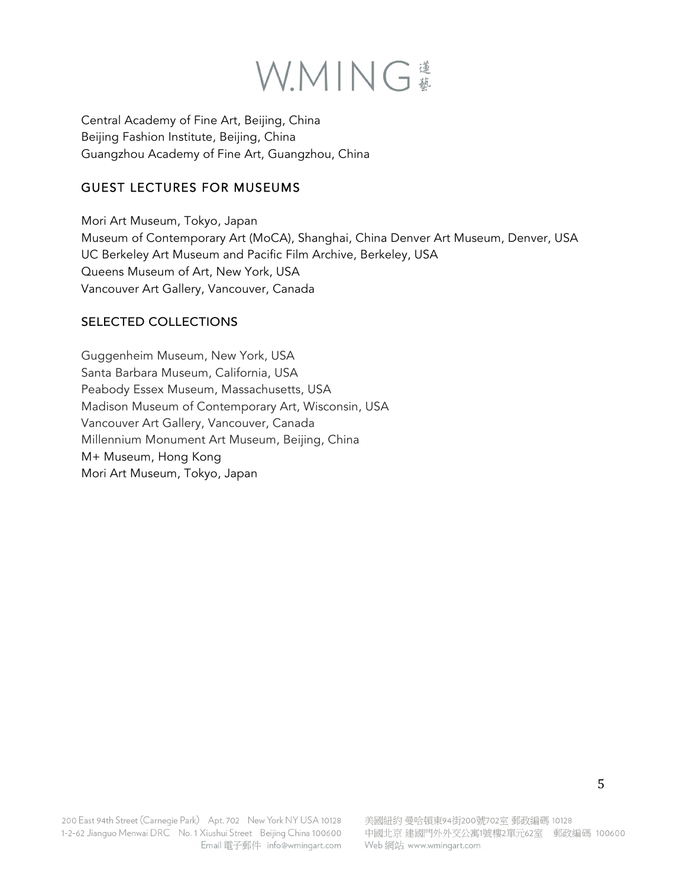Central Academy of Fine Art, Beijing, China
Beijing Fashion Institute, Beijing, China
Guangzhou Academy of Fine Art, Guangzhou, China

## GUEST LECTURES FOR MUSEUMS

Mori Art Museum, Tokyo, Japan
Museum of Contemporary Art (MoCA), Shanghai, China Denver Art Museum, Denver, USA
UC Berkeley Art Museum and Pacific Film Archive, Berkeley, USA
Queens Museum of Art, New York, USA
Vancouver Art Gallery, Vancouver, Canada

## SELECTED COLLECTIONS

Guggenheim Museum, New York, USA
Santa Barbara Museum, California, USA
Peabody Essex Museum, Massachusetts, USA
Madison Museum of Contemporary Art, Wisconsin, USA
Vancouver Art Gallery, Vancouver, Canada
Millennium Monument Art Museum, Beijing, China
M+ Museum, Hong Kong
Mori Art Museum, Tokyo, Japan